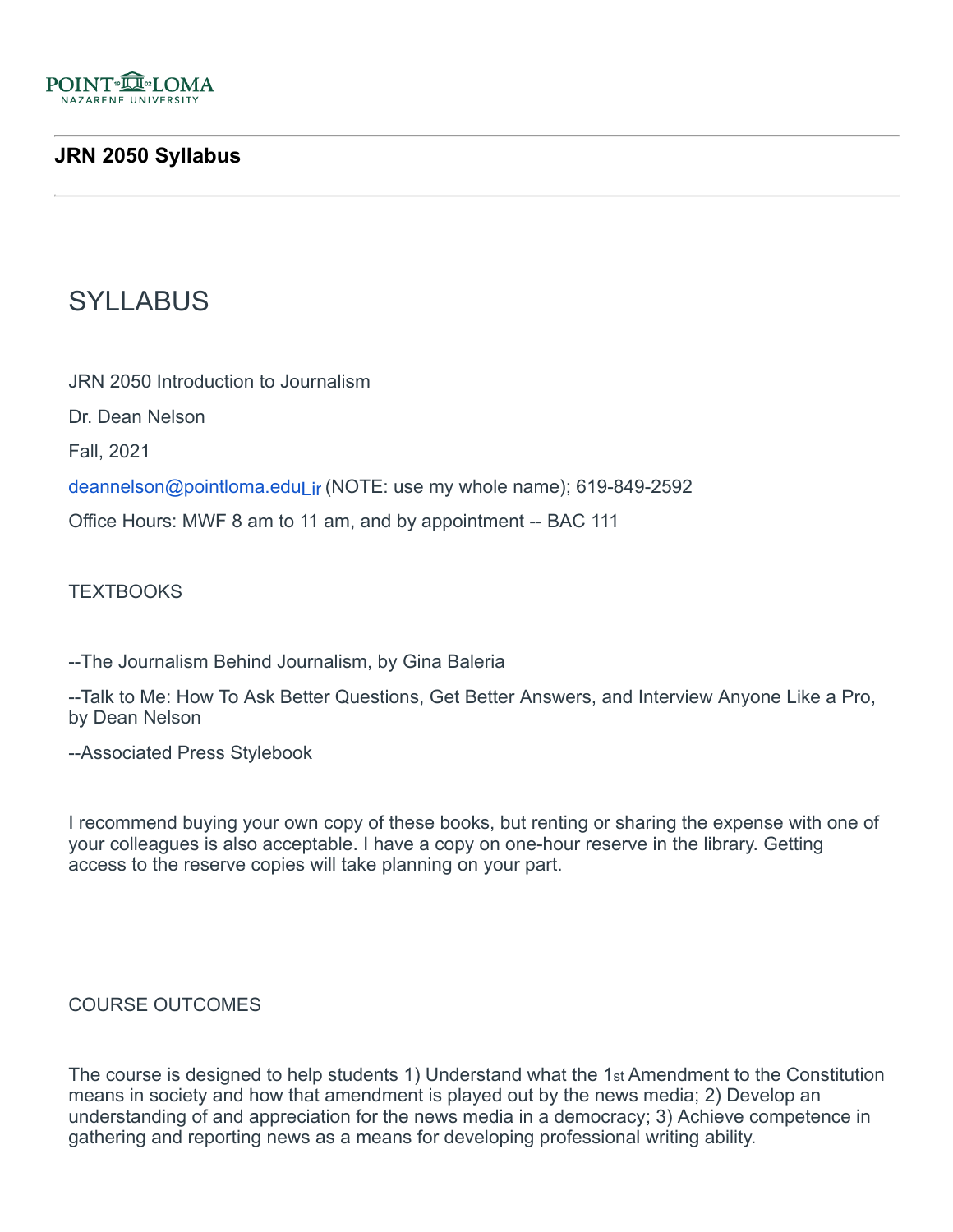POINT LOMA NAZARENE UNIVERSITY

## JRN 2050 Syllabus

# SYLLABUS

JRN 2050 Introduction to Journalism

Dr. Dean Nelson

Fall, 2021

deannelson@pointloma.eduLir (NOTE: use my whole name); 619-849-2592

Office Hours: MWF 8 am to 11 am, and by appointment -- BAC 111

TEXTBOOKS

--The Journalism Behind Journalism, by Gina Baleria

--Talk to Me: How To Ask Better Questions, Get Better Answers, and Interview Anyone Like a Pro, by Dean Nelson

--Associated Press Stylebook

I recommend buying your own copy of these books, but renting or sharing the expense with one of your colleagues is also acceptable. I have a copy on one-hour reserve in the library. Getting access to the reserve copies will take planning on your part.

COURSE OUTCOMES

The course is designed to help students 1) Understand what the 1st Amendment to the Constitution means in society and how that amendment is played out by the news media; 2) Develop an understanding of and appreciation for the news media in a democracy; 3) Achieve competence in gathering and reporting news as a means for developing professional writing ability.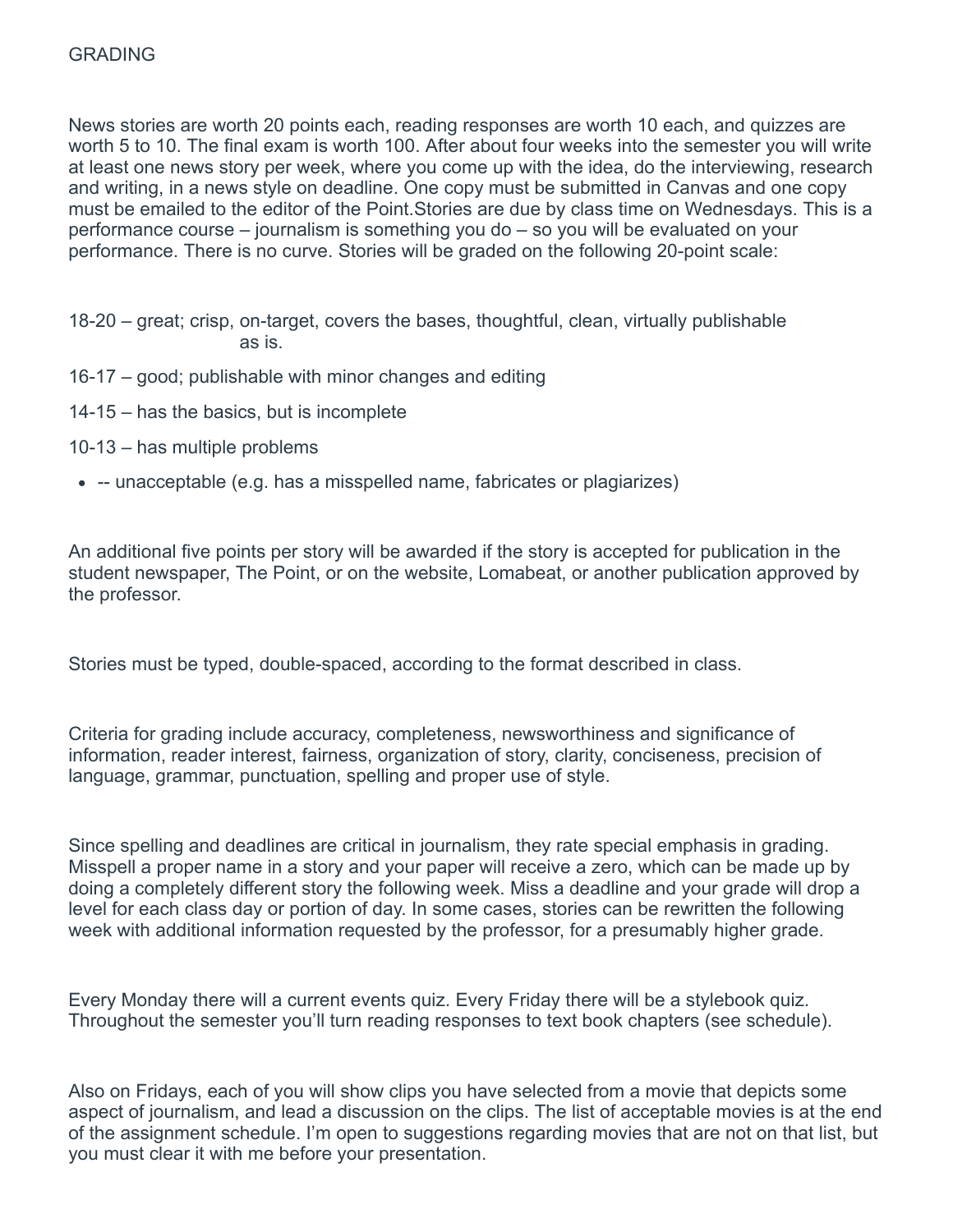GRADING

News stories are worth 20 points each, reading responses are worth 10 each, and quizzes are worth 5 to 10. The final exam is worth 100. After about four weeks into the semester you will write at least one news story per week, where you come up with the idea, do the interviewing, research and writing, in a news style on deadline. One copy must be submitted in Canvas and one copy must be emailed to the editor of the Point.Stories are due by class time on Wednesdays. This is a performance course – journalism is something you do – so you will be evaluated on your performance. There is no curve. Stories will be graded on the following 20-point scale:

18-20 – great; crisp, on-target, covers the bases, thoughtful, clean, virtually publishable as is.

16-17 – good; publishable with minor changes and editing

14-15 – has the basics, but is incomplete

10-13 – has multiple problems

- -- unacceptable (e.g. has a misspelled name, fabricates or plagiarizes)

An additional five points per story will be awarded if the story is accepted for publication in the student newspaper, The Point, or on the website, Lomabeat, or another publication approved by the professor.

Stories must be typed, double-spaced, according to the format described in class.

Criteria for grading include accuracy, completeness, newsworthiness and significance of information, reader interest, fairness, organization of story, clarity, conciseness, precision of language, grammar, punctuation, spelling and proper use of style.

Since spelling and deadlines are critical in journalism, they rate special emphasis in grading. Misspell a proper name in a story and your paper will receive a zero, which can be made up by doing a completely different story the following week. Miss a deadline and your grade will drop a level for each class day or portion of day. In some cases, stories can be rewritten the following week with additional information requested by the professor, for a presumably higher grade.

Every Monday there will a current events quiz. Every Friday there will be a stylebook quiz. Throughout the semester you'll turn reading responses to text book chapters (see schedule).

Also on Fridays, each of you will show clips you have selected from a movie that depicts some aspect of journalism, and lead a discussion on the clips. The list of acceptable movies is at the end of the assignment schedule. I'm open to suggestions regarding movies that are not on that list, but you must clear it with me before your presentation.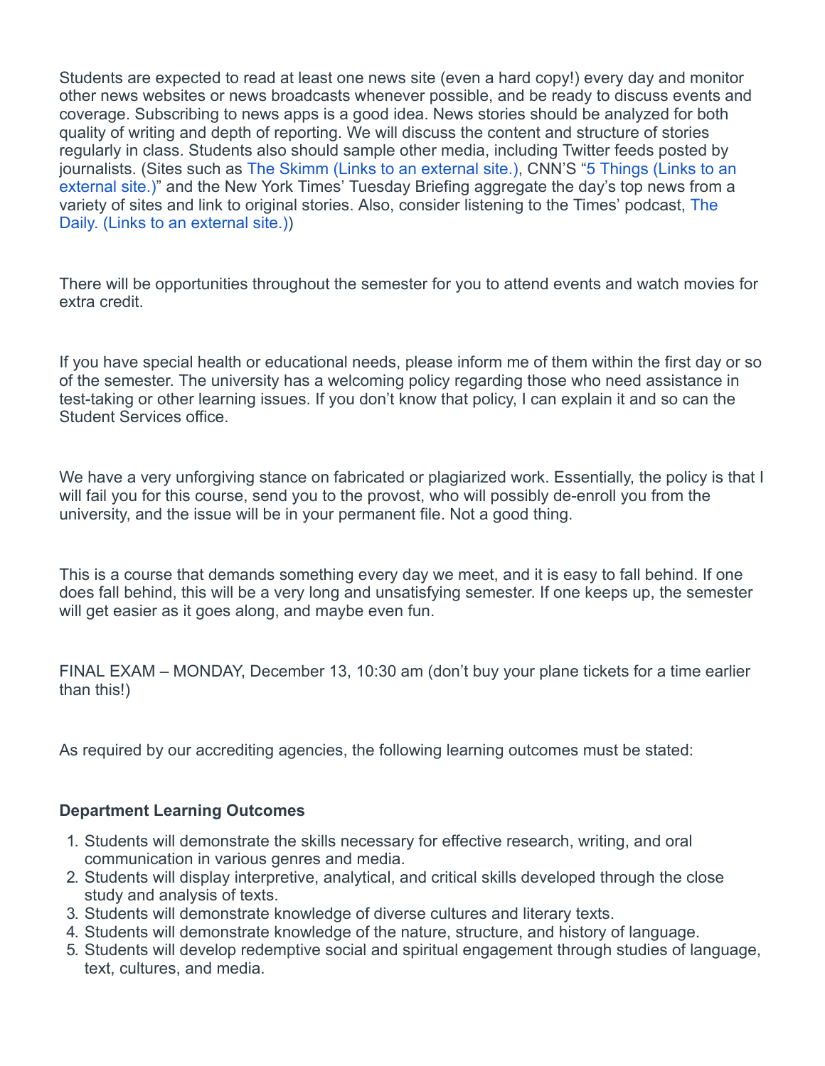Students are expected to read at least one news site (even a hard copy!) every day and monitor other news websites or news broadcasts whenever possible, and be ready to discuss events and coverage. Subscribing to news apps is a good idea. News stories should be analyzed for both quality of writing and depth of reporting. We will discuss the content and structure of stories regularly in class. Students also should sample other media, including Twitter feeds posted by journalists. (Sites such as The Skimm (Links to an external site.), CNN'S "5 Things (Links to an external site.)" and the New York Times' Tuesday Briefing aggregate the day's top news from a variety of sites and link to original stories. Also, consider listening to the Times' podcast, The Daily. (Links to an external site.))

There will be opportunities throughout the semester for you to attend events and watch movies for extra credit.

If you have special health or educational needs, please inform me of them within the first day or so of the semester. The university has a welcoming policy regarding those who need assistance in test-taking or other learning issues. If you don't know that policy, I can explain it and so can the Student Services office.

We have a very unforgiving stance on fabricated or plagiarized work. Essentially, the policy is that I will fail you for this course, send you to the provost, who will possibly de-enroll you from the university, and the issue will be in your permanent file. Not a good thing.

This is a course that demands something every day we meet, and it is easy to fall behind. If one does fall behind, this will be a very long and unsatisfying semester. If one keeps up, the semester will get easier as it goes along, and maybe even fun.

FINAL EXAM – MONDAY, December 13, 10:30 am (don't buy your plane tickets for a time earlier than this!)

As required by our accrediting agencies, the following learning outcomes must be stated:

**Department Learning Outcomes**

1. Students will demonstrate the skills necessary for effective research, writing, and oral communication in various genres and media.
2. Students will display interpretive, analytical, and critical skills developed through the close study and analysis of texts.
3. Students will demonstrate knowledge of diverse cultures and literary texts.
4. Students will demonstrate knowledge of the nature, structure, and history of language.
5. Students will develop redemptive social and spiritual engagement through studies of language, text, cultures, and media.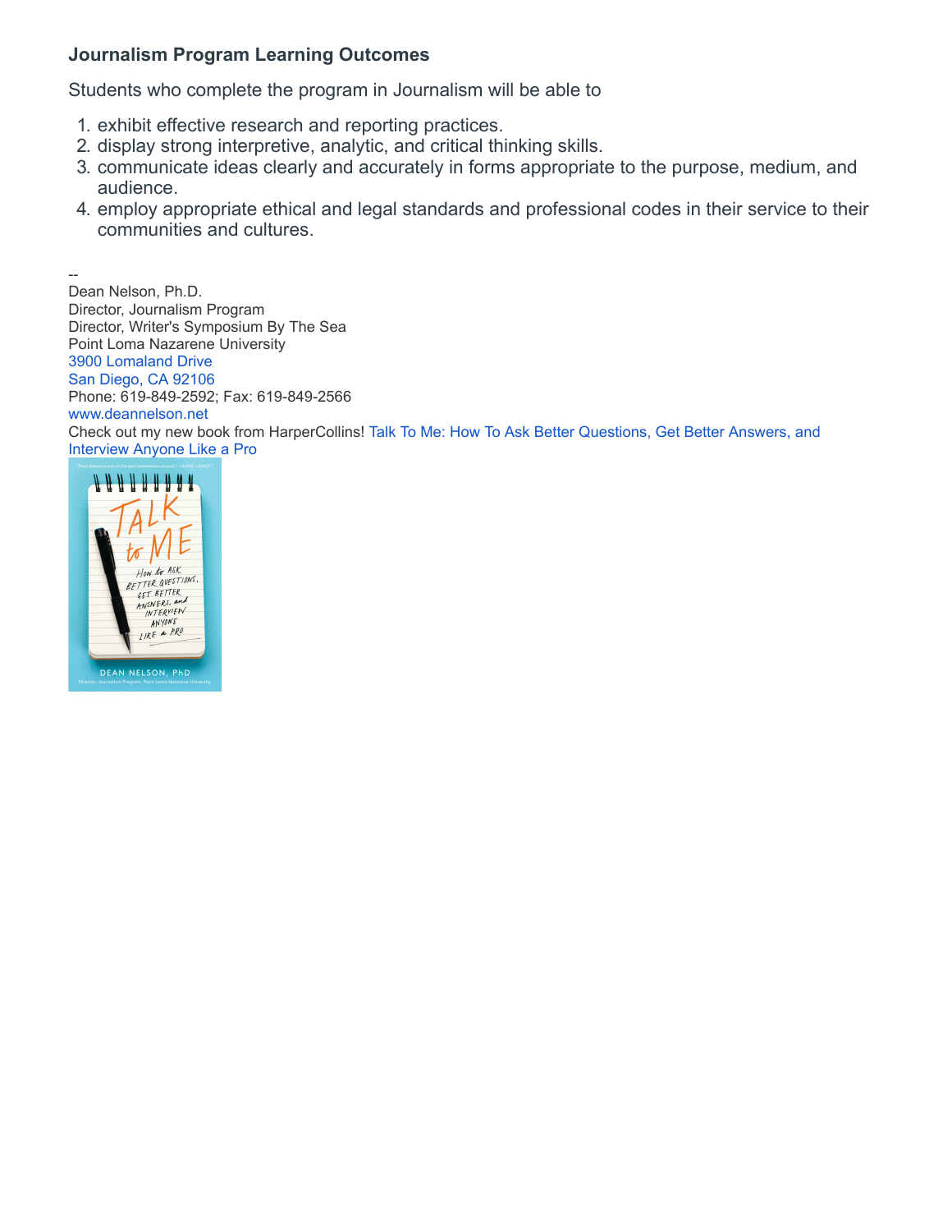### Journalism Program Learning Outcomes

Students who complete the program in Journalism will be able to

1. exhibit effective research and reporting practices.
2. display strong interpretive, analytic, and critical thinking skills.
3. communicate ideas clearly and accurately in forms appropriate to the purpose, medium, and audience.
4. employ appropriate ethical and legal standards and professional codes in their service to their communities and cultures.

--
Dean Nelson, Ph.D.
Director, Journalism Program
Director, Writer's Symposium By The Sea
Point Loma Nazarene University
3900 Lomaland Drive
San Diego, CA 92106
Phone: 619-849-2592; Fax: 619-849-2566
www.deannelson.net
Check out my new book from HarperCollins! Talk To Me: How To Ask Better Questions, Get Better Answers, and Interview Anyone Like a Pro